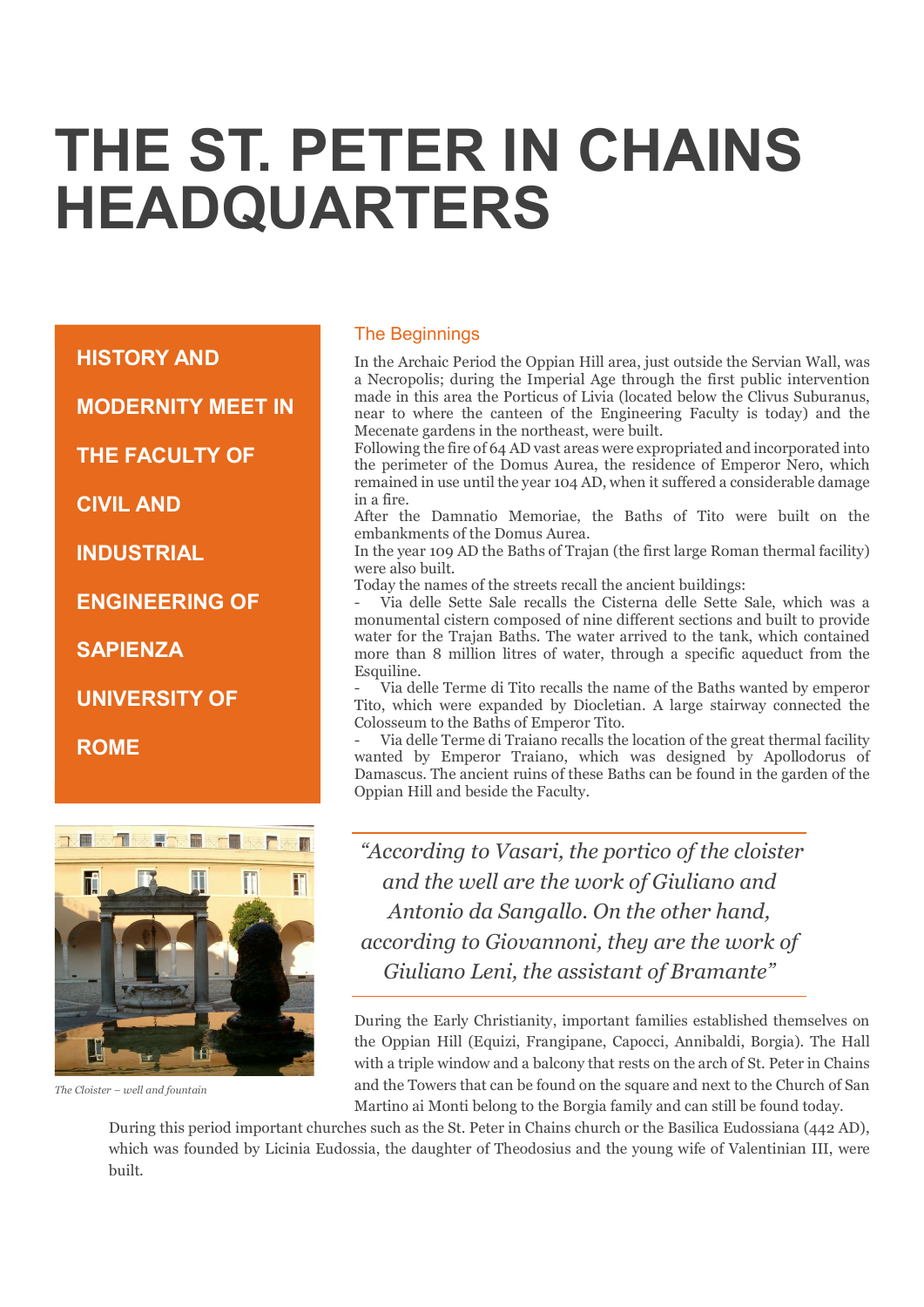# THE ST. PETER IN CHAINS HEADQUARTERS

**HISTORY AND MODERNITY MEET IN THE FACULTY OF CIVIL AND INDUSTRIAL ENGINEERING OF SAPIENZA UNIVERSITY OF ROME**

## The Beginnings

In the Archaic Period the Oppian Hill area, just outside the Servian Wall, was a Necropolis; during the Imperial Age through the first public intervention made in this area the Porticus of Livia (located below the Clivus Suburanus, near to where the canteen of the Engineering Faculty is today) and the Mecenate gardens in the northeast, were built.

Following the fire of 64 AD vast areas were expropriated and incorporated into the perimeter of the Domus Aurea, the residence of Emperor Nero, which remained in use until the year 104 AD, when it suffered a considerable damage in a fire.

After the Damnatio Memoriae, the Baths of Tito were built on the embankments of the Domus Aurea.

In the year 109 AD the Baths of Trajan (the first large Roman thermal facility) were also built.

Today the names of the streets recall the ancient buildings:

- Via delle Sette Sale recalls the Cisterna delle Sette Sale, which was a monumental cistern composed of nine different sections and built to provide water for the Trajan Baths. The water arrived to the tank, which contained more than 8 million litres of water, through a specific aqueduct from the Esquiline.
- Via delle Terme di Tito recalls the name of the Baths wanted by emperor Tito, which were expanded by Diocletian. A large stairway connected the Colosseum to the Baths of Emperor Tito.
- Via delle Terme di Traiano recalls the location of the great thermal facility wanted by Emperor Traiano, which was designed by Apollodorus of Damascus. The ancient ruins of these Baths can be found in the garden of the Oppian Hill and beside the Faculty.

> *"According to Vasari, the portico of the cloister and the well are the work of Giuliano and Antonio da Sangallo. On the other hand, according to Giovannoni, they are the work of Giuliano Leni, the assistant of Bramante"*

*The Cloister – well and fountain*

During the Early Christianity, important families established themselves on the Oppian Hill (Equizi, Frangipane, Capocci, Annibaldi, Borgia). The Hall with a triple window and a balcony that rests on the arch of St. Peter in Chains and the Towers that can be found on the square and next to the Church of San Martino ai Monti belong to the Borgia family and can still be found today.

During this period important churches such as the St. Peter in Chains church or the Basilica Eudossiana (442 AD), which was founded by Licinia Eudossia, the daughter of Theodosius and the young wife of Valentinian III, were built.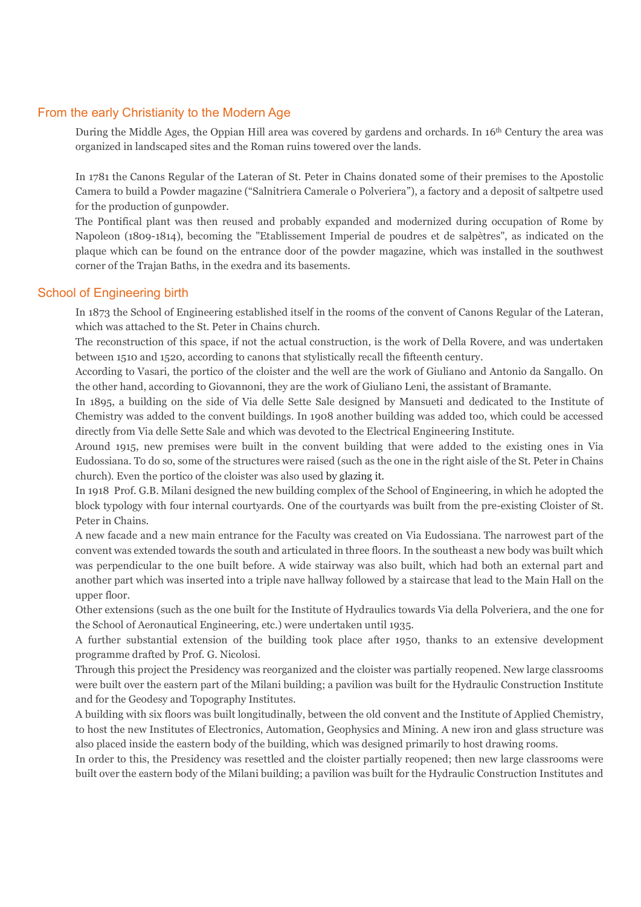## From the early Christianity to the Modern Age

During the Middle Ages, the Oppian Hill area was covered by gardens and orchards. In 16th Century the area was organized in landscaped sites and the Roman ruins towered over the lands.

In 1781 the Canons Regular of the Lateran of St. Peter in Chains donated some of their premises to the Apostolic Camera to build a Powder magazine ("Salnitriera Camerale o Polveriera"), a factory and a deposit of saltpetre used for the production of gunpowder.

The Pontifical plant was then reused and probably expanded and modernized during occupation of Rome by Napoleon (1809-1814), becoming the "Etablissement Imperial de poudres et de salpètres", as indicated on the plaque which can be found on the entrance door of the powder magazine, which was installed in the southwest corner of the Trajan Baths, in the exedra and its basements.

## School of Engineering birth

In 1873 the School of Engineering established itself in the rooms of the convent of Canons Regular of the Lateran, which was attached to the St. Peter in Chains church.

The reconstruction of this space, if not the actual construction, is the work of Della Rovere, and was undertaken between 1510 and 1520, according to canons that stylistically recall the fifteenth century.

According to Vasari, the portico of the cloister and the well are the work of Giuliano and Antonio da Sangallo. On the other hand, according to Giovannoni, they are the work of Giuliano Leni, the assistant of Bramante.

In 1895, a building on the side of Via delle Sette Sale designed by Mansueti and dedicated to the Institute of Chemistry was added to the convent buildings. In 1908 another building was added too, which could be accessed directly from Via delle Sette Sale and which was devoted to the Electrical Engineering Institute.

Around 1915, new premises were built in the convent building that were added to the existing ones in Via Eudossiana. To do so, some of the structures were raised (such as the one in the right aisle of the St. Peter in Chains church). Even the portico of the cloister was also used by glazing it.

In 1918 Prof. G.B. Milani designed the new building complex of the School of Engineering, in which he adopted the block typology with four internal courtyards. One of the courtyards was built from the pre-existing Cloister of St. Peter in Chains.

A new facade and a new main entrance for the Faculty was created on Via Eudossiana. The narrowest part of the convent was extended towards the south and articulated in three floors. In the southeast a new body was built which was perpendicular to the one built before. A wide stairway was also built, which had both an external part and another part which was inserted into a triple nave hallway followed by a staircase that lead to the Main Hall on the upper floor.

Other extensions (such as the one built for the Institute of Hydraulics towards Via della Polveriera, and the one for the School of Aeronautical Engineering, etc.) were undertaken until 1935.

A further substantial extension of the building took place after 1950, thanks to an extensive development programme drafted by Prof. G. Nicolosi.

Through this project the Presidency was reorganized and the cloister was partially reopened. New large classrooms were built over the eastern part of the Milani building; a pavilion was built for the Hydraulic Construction Institute and for the Geodesy and Topography Institutes.

A building with six floors was built longitudinally, between the old convent and the Institute of Applied Chemistry, to host the new Institutes of Electronics, Automation, Geophysics and Mining. A new iron and glass structure was also placed inside the eastern body of the building, which was designed primarily to host drawing rooms.

In order to this, the Presidency was resettled and the cloister partially reopened; then new large classrooms were built over the eastern body of the Milani building; a pavilion was built for the Hydraulic Construction Institutes and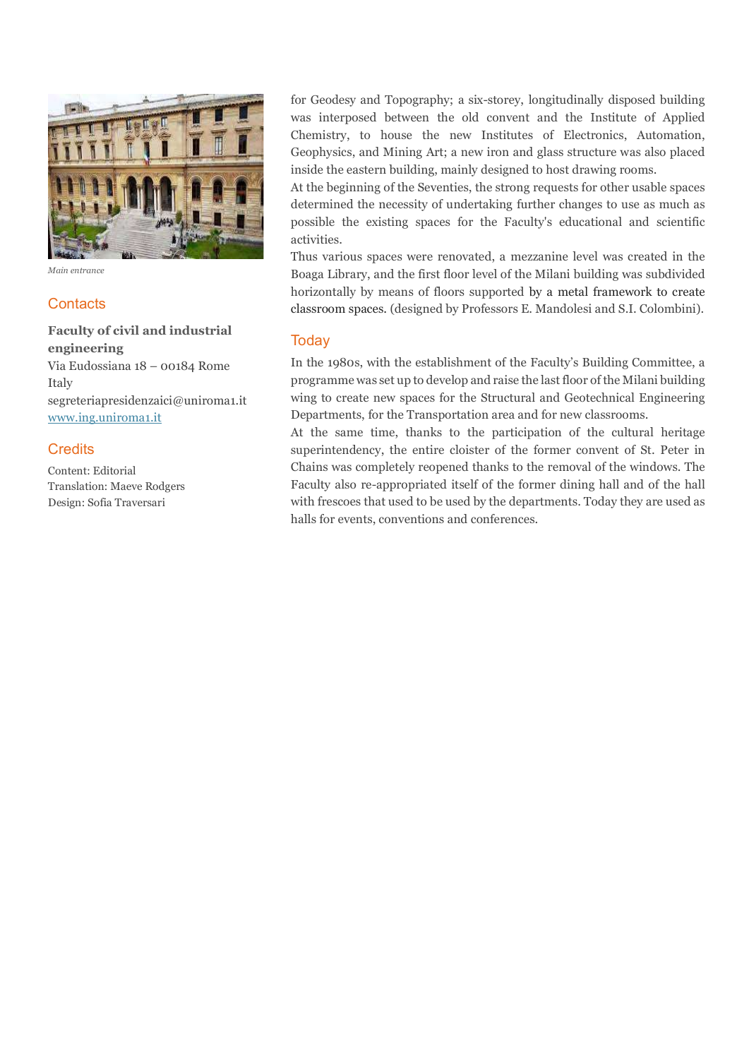for Geodesy and Topography; a six-storey, longitudinally disposed building was interposed between the old convent and the Institute of Applied Chemistry, to house the new Institutes of Electronics, Automation, Geophysics, and Mining Art; a new iron and glass structure was also placed inside the eastern building, mainly designed to host drawing rooms.

At the beginning of the Seventies, the strong requests for other usable spaces determined the necessity of undertaking further changes to use as much as possible the existing spaces for the Faculty's educational and scientific activities.

Thus various spaces were renovated, a mezzanine level was created in the Boaga Library, and the first floor level of the Milani building was subdivided horizontally by means of floors supported by a metal framework to create classroom spaces. (designed by Professors E. Mandolesi and S.I. Colombini).

## Today

In the 1980s, with the establishment of the Faculty's Building Committee, a programme was set up to develop and raise the last floor of the Milani building wing to create new spaces for the Structural and Geotechnical Engineering Departments, for the Transportation area and for new classrooms.

At the same time, thanks to the participation of the cultural heritage superintendency, the entire cloister of the former convent of St. Peter in Chains was completely reopened thanks to the removal of the windows. The Faculty also re-appropriated itself of the former dining hall and of the hall with frescoes that used to be used by the departments. Today they are used as halls for events, conventions and conferences.

*Main entrance*

## Contacts

**Faculty of civil and industrial engineering**
Via Eudossiana 18 – 00184 Rome
Italy
segreteriapresidenzaici@uniroma1.it
[www.ing.uniroma1.it](http://www.ing.uniroma1.it)

## Credits

Content: Editorial
Translation: Maeve Rodgers
Design: Sofia Traversari